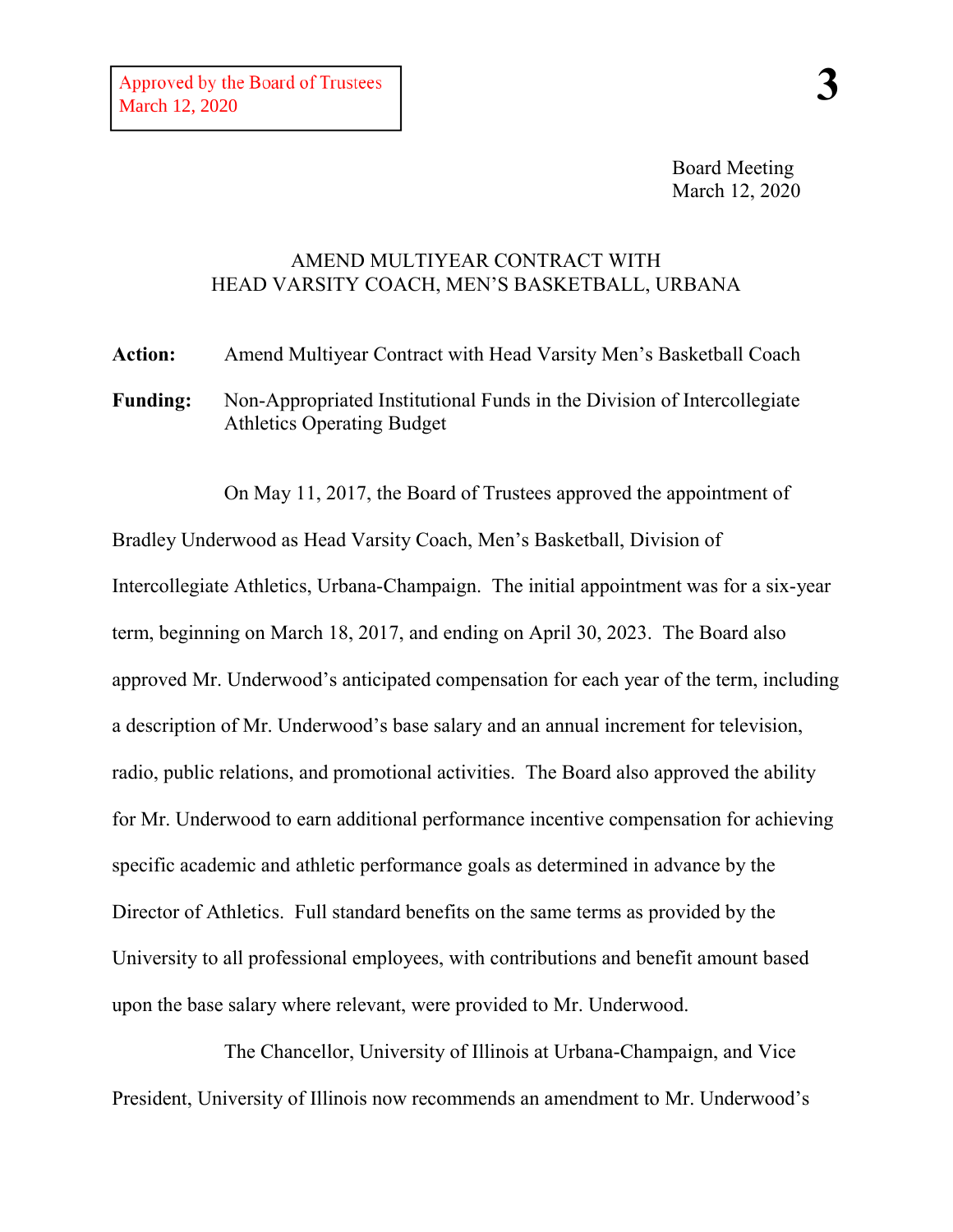Approved by the Board of Trustees
March 12, 2020

Board Meeting
March 12, 2020

AMEND MULTIYEAR CONTRACT WITH
HEAD VARSITY COACH, MEN'S BASKETBALL, URBANA

**Action:** Amend Multiyear Contract with Head Varsity Men's Basketball Coach

**Funding:** Non-Appropriated Institutional Funds in the Division of Intercollegiate Athletics Operating Budget

On May 11, 2017, the Board of Trustees approved the appointment of Bradley Underwood as Head Varsity Coach, Men's Basketball, Division of Intercollegiate Athletics, Urbana-Champaign. The initial appointment was for a six-year term, beginning on March 18, 2017, and ending on April 30, 2023. The Board also approved Mr. Underwood's anticipated compensation for each year of the term, including a description of Mr. Underwood's base salary and an annual increment for television, radio, public relations, and promotional activities. The Board also approved the ability for Mr. Underwood to earn additional performance incentive compensation for achieving specific academic and athletic performance goals as determined in advance by the Director of Athletics. Full standard benefits on the same terms as provided by the University to all professional employees, with contributions and benefit amount based upon the base salary where relevant, were provided to Mr. Underwood.

The Chancellor, University of Illinois at Urbana-Champaign, and Vice President, University of Illinois now recommends an amendment to Mr. Underwood's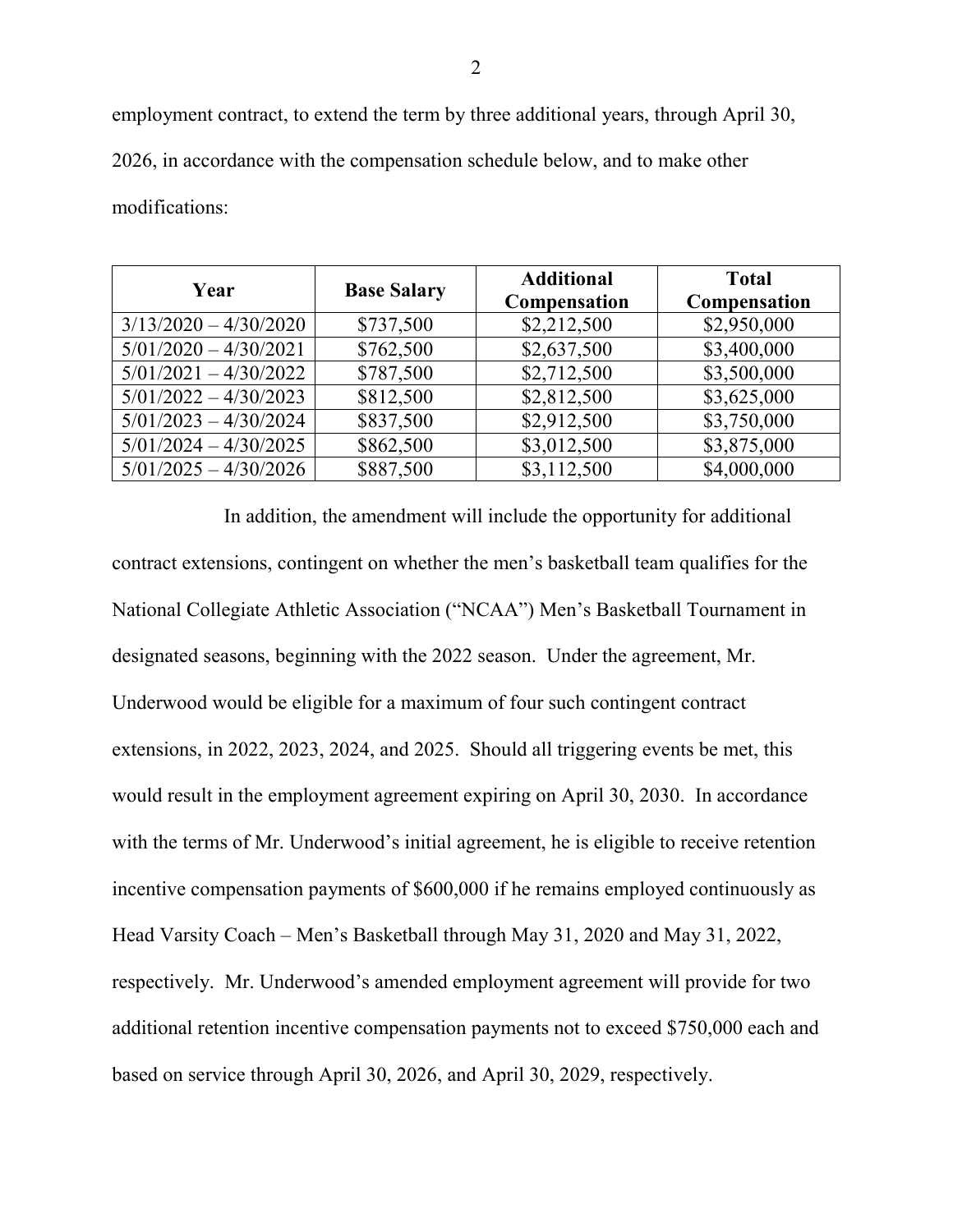employment contract, to extend the term by three additional years, through April 30, 2026, in accordance with the compensation schedule below, and to make other modifications:

| Year | Base Salary | Additional Compensation | Total Compensation |
|---|---|---|---|
| 3/13/2020 – 4/30/2020 | $737,500 | $2,212,500 | $2,950,000 |
| 5/01/2020 – 4/30/2021 | $762,500 | $2,637,500 | $3,400,000 |
| 5/01/2021 – 4/30/2022 | $787,500 | $2,712,500 | $3,500,000 |
| 5/01/2022 – 4/30/2023 | $812,500 | $2,812,500 | $3,625,000 |
| 5/01/2023 – 4/30/2024 | $837,500 | $2,912,500 | $3,750,000 |
| 5/01/2024 – 4/30/2025 | $862,500 | $3,012,500 | $3,875,000 |
| 5/01/2025 – 4/30/2026 | $887,500 | $3,112,500 | $4,000,000 |

In addition, the amendment will include the opportunity for additional contract extensions, contingent on whether the men's basketball team qualifies for the National Collegiate Athletic Association ("NCAA") Men's Basketball Tournament in designated seasons, beginning with the 2022 season. Under the agreement, Mr. Underwood would be eligible for a maximum of four such contingent contract extensions, in 2022, 2023, 2024, and 2025. Should all triggering events be met, this would result in the employment agreement expiring on April 30, 2030. In accordance with the terms of Mr. Underwood's initial agreement, he is eligible to receive retention incentive compensation payments of $600,000 if he remains employed continuously as Head Varsity Coach – Men's Basketball through May 31, 2020 and May 31, 2022, respectively. Mr. Underwood's amended employment agreement will provide for two additional retention incentive compensation payments not to exceed $750,000 each and based on service through April 30, 2026, and April 30, 2029, respectively.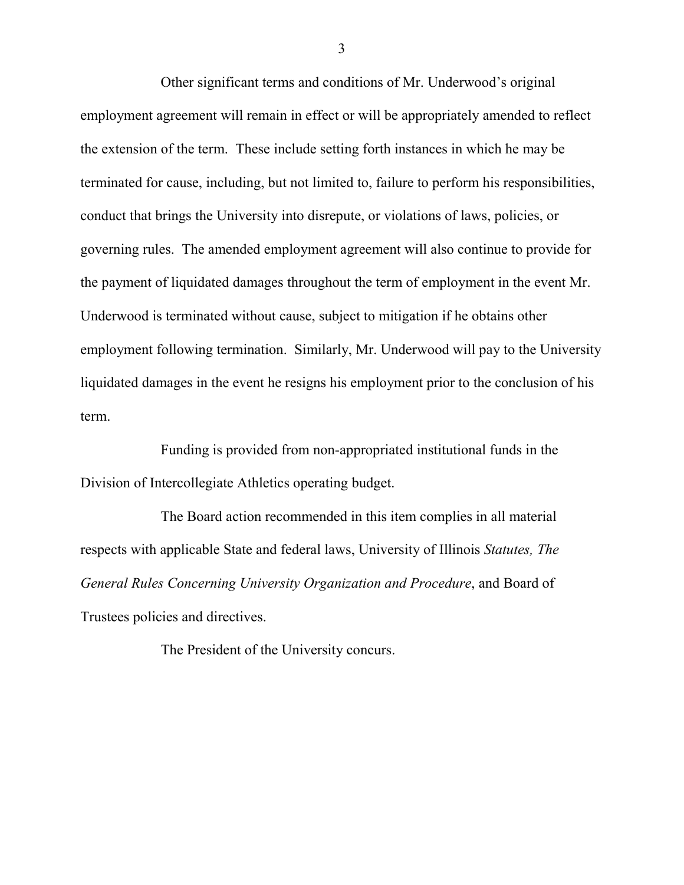Other significant terms and conditions of Mr. Underwood's original employment agreement will remain in effect or will be appropriately amended to reflect the extension of the term. These include setting forth instances in which he may be terminated for cause, including, but not limited to, failure to perform his responsibilities, conduct that brings the University into disrepute, or violations of laws, policies, or governing rules. The amended employment agreement will also continue to provide for the payment of liquidated damages throughout the term of employment in the event Mr. Underwood is terminated without cause, subject to mitigation if he obtains other employment following termination. Similarly, Mr. Underwood will pay to the University liquidated damages in the event he resigns his employment prior to the conclusion of his term.

Funding is provided from non-appropriated institutional funds in the Division of Intercollegiate Athletics operating budget.

The Board action recommended in this item complies in all material respects with applicable State and federal laws, University of Illinois *Statutes, The General Rules Concerning University Organization and Procedure*, and Board of Trustees policies and directives.

The President of the University concurs.